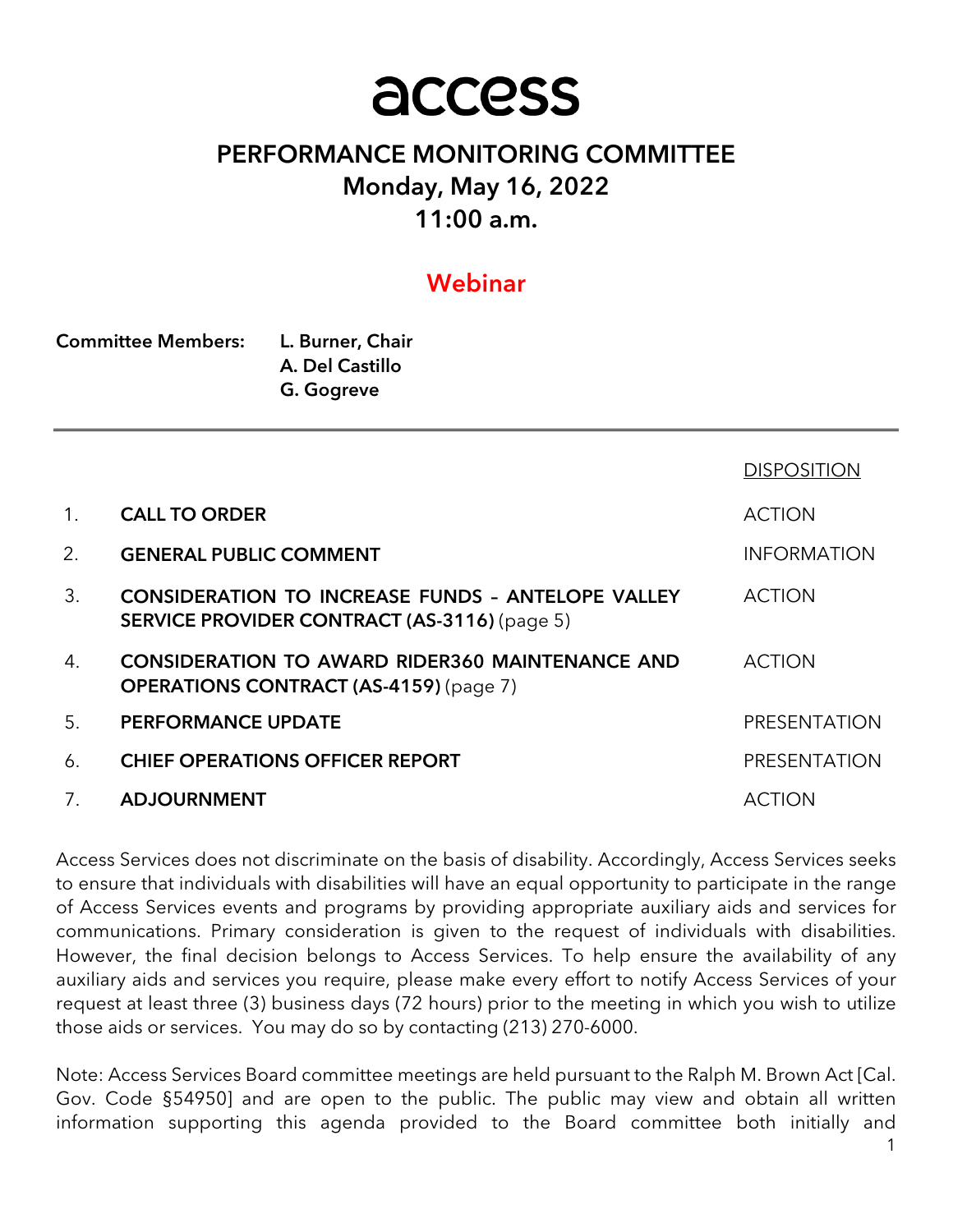# access

## PERFORMANCE MONITORING COMMITTEE

**Monday, May 16, 2022**

**11:00 a.m.**

**Webinar**

**Committee Members:** **L. Burner, Chair**
**A. Del Castillo**
**G. Gogreve**

| | | DISPOSITION |
|---|---|---|
| 1. | **CALL TO ORDER** | ACTION |
| 2. | **GENERAL PUBLIC COMMENT** | INFORMATION |
| 3. | **CONSIDERATION TO INCREASE FUNDS – ANTELOPE VALLEY SERVICE PROVIDER CONTRACT (AS-3116)** (page 5) | ACTION |
| 4. | **CONSIDERATION TO AWARD RIDER360 MAINTENANCE AND OPERATIONS CONTRACT (AS-4159)** (page 7) | ACTION |
| 5. | **PERFORMANCE UPDATE** | PRESENTATION |
| 6. | **CHIEF OPERATIONS OFFICER REPORT** | PRESENTATION |
| 7. | **ADJOURNMENT** | ACTION |

Access Services does not discriminate on the basis of disability. Accordingly, Access Services seeks to ensure that individuals with disabilities will have an equal opportunity to participate in the range of Access Services events and programs by providing appropriate auxiliary aids and services for communications. Primary consideration is given to the request of individuals with disabilities. However, the final decision belongs to Access Services. To help ensure the availability of any auxiliary aids and services you require, please make every effort to notify Access Services of your request at least three (3) business days (72 hours) prior to the meeting in which you wish to utilize those aids or services. You may do so by contacting (213) 270-6000.

Note: Access Services Board committee meetings are held pursuant to the Ralph M. Brown Act [Cal. Gov. Code §54950] and are open to the public. The public may view and obtain all written information supporting this agenda provided to the Board committee both initially and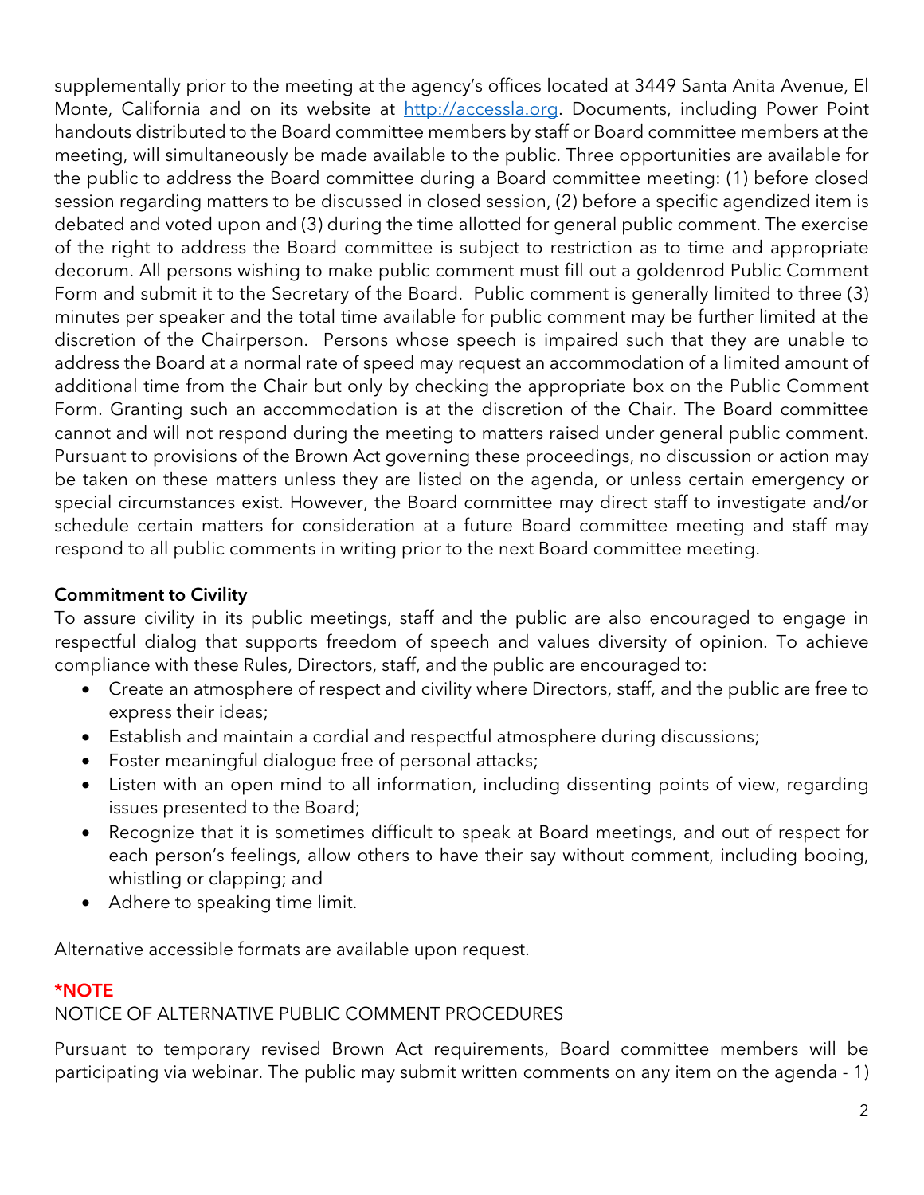supplementally prior to the meeting at the agency's offices located at 3449 Santa Anita Avenue, El Monte, California and on its website at http://accessla.org. Documents, including Power Point handouts distributed to the Board committee members by staff or Board committee members at the meeting, will simultaneously be made available to the public. Three opportunities are available for the public to address the Board committee during a Board committee meeting: (1) before closed session regarding matters to be discussed in closed session, (2) before a specific agendized item is debated and voted upon and (3) during the time allotted for general public comment. The exercise of the right to address the Board committee is subject to restriction as to time and appropriate decorum. All persons wishing to make public comment must fill out a goldenrod Public Comment Form and submit it to the Secretary of the Board. Public comment is generally limited to three (3) minutes per speaker and the total time available for public comment may be further limited at the discretion of the Chairperson. Persons whose speech is impaired such that they are unable to address the Board at a normal rate of speed may request an accommodation of a limited amount of additional time from the Chair but only by checking the appropriate box on the Public Comment Form. Granting such an accommodation is at the discretion of the Chair. The Board committee cannot and will not respond during the meeting to matters raised under general public comment. Pursuant to provisions of the Brown Act governing these proceedings, no discussion or action may be taken on these matters unless they are listed on the agenda, or unless certain emergency or special circumstances exist. However, the Board committee may direct staff to investigate and/or schedule certain matters for consideration at a future Board committee meeting and staff may respond to all public comments in writing prior to the next Board committee meeting.

**Commitment to Civility**

To assure civility in its public meetings, staff and the public are also encouraged to engage in respectful dialog that supports freedom of speech and values diversity of opinion. To achieve compliance with these Rules, Directors, staff, and the public are encouraged to:

- Create an atmosphere of respect and civility where Directors, staff, and the public are free to express their ideas;
- Establish and maintain a cordial and respectful atmosphere during discussions;
- Foster meaningful dialogue free of personal attacks;
- Listen with an open mind to all information, including dissenting points of view, regarding issues presented to the Board;
- Recognize that it is sometimes difficult to speak at Board meetings, and out of respect for each person's feelings, allow others to have their say without comment, including booing, whistling or clapping; and
- Adhere to speaking time limit.

Alternative accessible formats are available upon request.

***NOTE**

NOTICE OF ALTERNATIVE PUBLIC COMMENT PROCEDURES

Pursuant to temporary revised Brown Act requirements, Board committee members will be participating via webinar. The public may submit written comments on any item on the agenda - 1)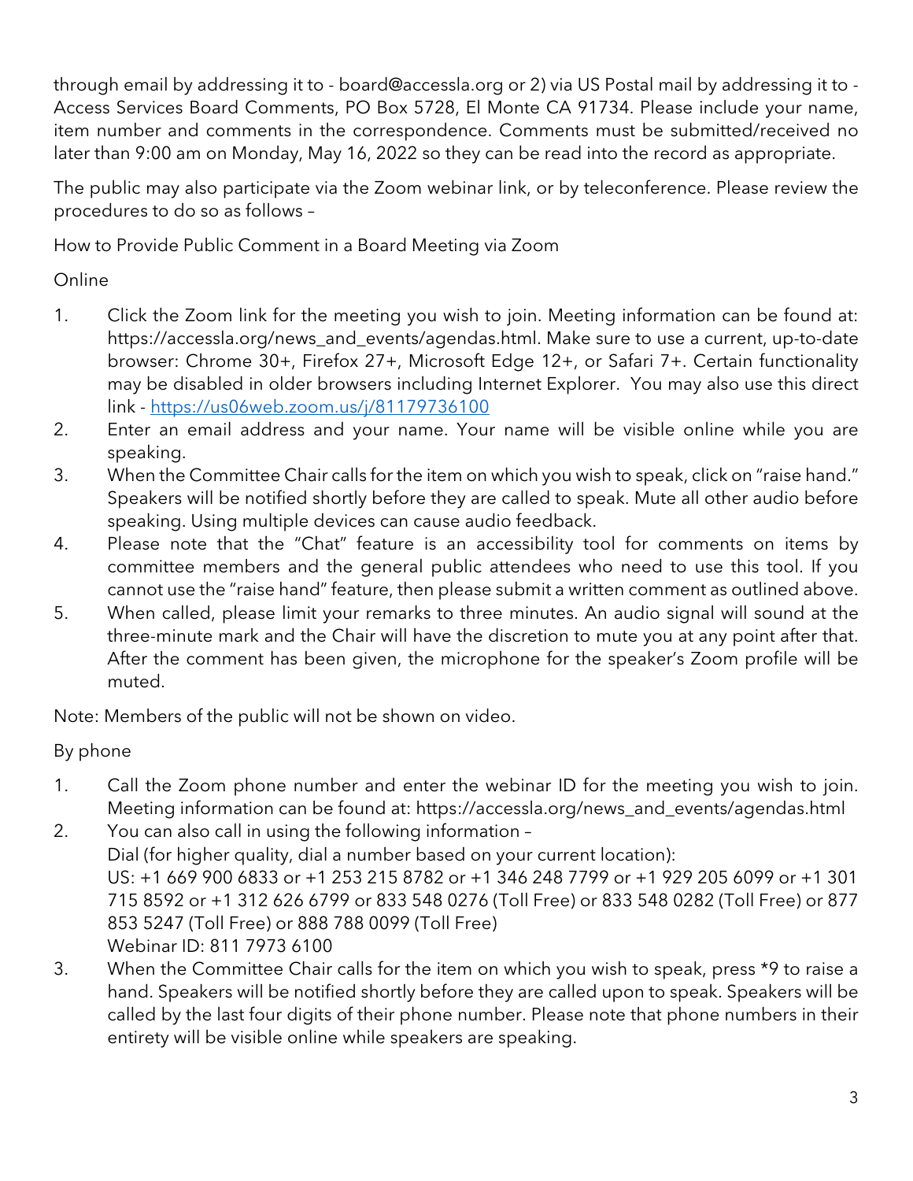through email by addressing it to - board@accessla.org or 2) via US Postal mail by addressing it to - Access Services Board Comments, PO Box 5728, El Monte CA 91734. Please include your name, item number and comments in the correspondence. Comments must be submitted/received no later than 9:00 am on Monday, May 16, 2022 so they can be read into the record as appropriate.

The public may also participate via the Zoom webinar link, or by teleconference. Please review the procedures to do so as follows –

How to Provide Public Comment in a Board Meeting via Zoom

Online

1. Click the Zoom link for the meeting you wish to join. Meeting information can be found at: https://accessla.org/news_and_events/agendas.html. Make sure to use a current, up-to-date browser: Chrome 30+, Firefox 27+, Microsoft Edge 12+, or Safari 7+. Certain functionality may be disabled in older browsers including Internet Explorer. You may also use this direct link - [https://us06web.zoom.us/j/81179736100](https://us06web.zoom.us/j/81179736100)
2. Enter an email address and your name. Your name will be visible online while you are speaking.
3. When the Committee Chair calls for the item on which you wish to speak, click on "raise hand." Speakers will be notified shortly before they are called to speak. Mute all other audio before speaking. Using multiple devices can cause audio feedback.
4. Please note that the "Chat" feature is an accessibility tool for comments on items by committee members and the general public attendees who need to use this tool. If you cannot use the "raise hand" feature, then please submit a written comment as outlined above.
5. When called, please limit your remarks to three minutes. An audio signal will sound at the three-minute mark and the Chair will have the discretion to mute you at any point after that. After the comment has been given, the microphone for the speaker's Zoom profile will be muted.

Note: Members of the public will not be shown on video.

By phone

1. Call the Zoom phone number and enter the webinar ID for the meeting you wish to join. Meeting information can be found at: https://accessla.org/news_and_events/agendas.html
2. You can also call in using the following information –
   Dial (for higher quality, dial a number based on your current location):
   US: +1 669 900 6833 or +1 253 215 8782 or +1 346 248 7799 or +1 929 205 6099 or +1 301 715 8592 or +1 312 626 6799 or 833 548 0276 (Toll Free) or 833 548 0282 (Toll Free) or 877 853 5247 (Toll Free) or 888 788 0099 (Toll Free)
   Webinar ID: 811 7973 6100
3. When the Committee Chair calls for the item on which you wish to speak, press *9 to raise a hand. Speakers will be notified shortly before they are called upon to speak. Speakers will be called by the last four digits of their phone number. Please note that phone numbers in their entirety will be visible online while speakers are speaking.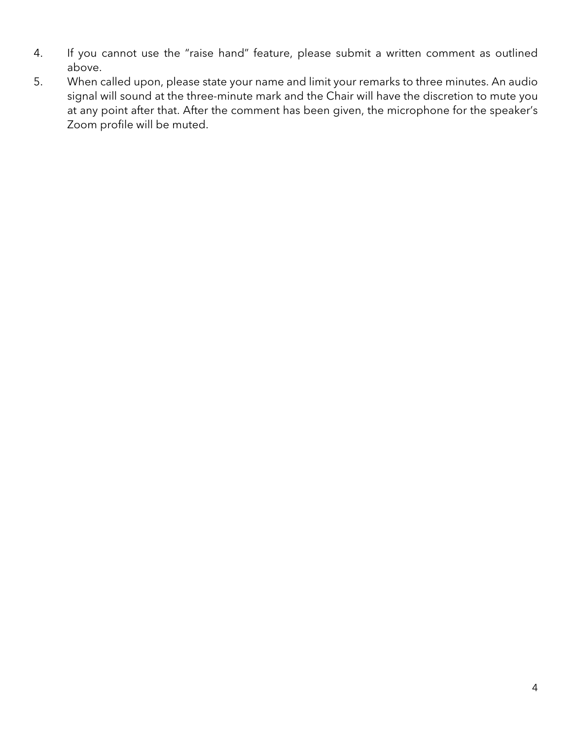4. If you cannot use the “raise hand” feature, please submit a written comment as outlined above.
5. When called upon, please state your name and limit your remarks to three minutes. An audio signal will sound at the three-minute mark and the Chair will have the discretion to mute you at any point after that. After the comment has been given, the microphone for the speaker’s Zoom profile will be muted.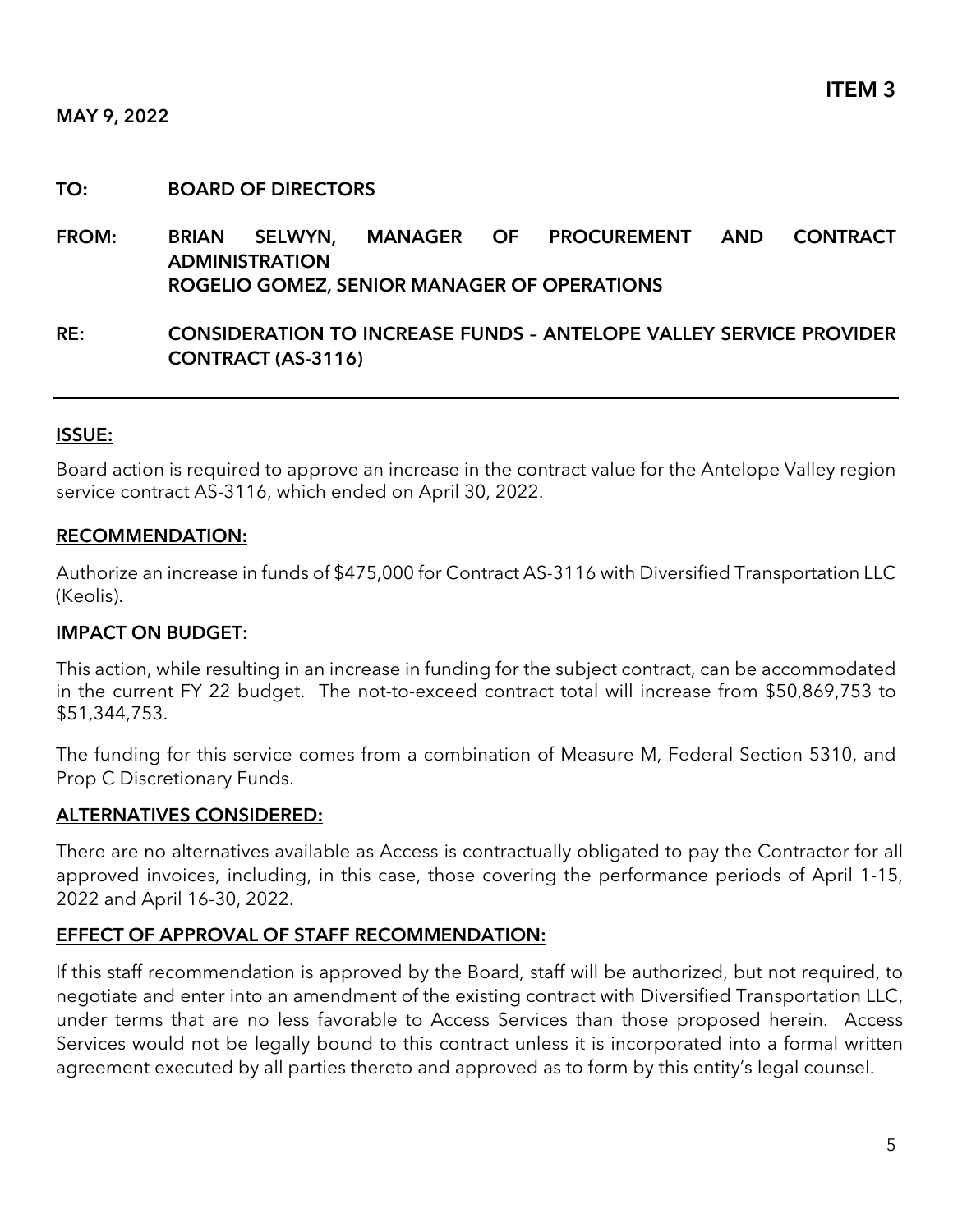**ITEM 3**

**MAY 9, 2022**

**TO:** **BOARD OF DIRECTORS**

**FROM:** **BRIAN SELWYN, MANAGER OF PROCUREMENT AND CONTRACT ADMINISTRATION**
**ROGELIO GOMEZ, SENIOR MANAGER OF OPERATIONS**

**RE:** **CONSIDERATION TO INCREASE FUNDS – ANTELOPE VALLEY SERVICE PROVIDER CONTRACT (AS-3116)**

---

## ISSUE:

Board action is required to approve an increase in the contract value for the Antelope Valley region service contract AS-3116, which ended on April 30, 2022.

## RECOMMENDATION:

Authorize an increase in funds of $475,000 for Contract AS-3116 with Diversified Transportation LLC (Keolis).

## IMPACT ON BUDGET:

This action, while resulting in an increase in funding for the subject contract, can be accommodated in the current FY 22 budget. The not-to-exceed contract total will increase from $50,869,753 to $51,344,753.

The funding for this service comes from a combination of Measure M, Federal Section 5310, and Prop C Discretionary Funds.

## ALTERNATIVES CONSIDERED:

There are no alternatives available as Access is contractually obligated to pay the Contractor for all approved invoices, including, in this case, those covering the performance periods of April 1-15, 2022 and April 16-30, 2022.

## EFFECT OF APPROVAL OF STAFF RECOMMENDATION:

If this staff recommendation is approved by the Board, staff will be authorized, but not required, to negotiate and enter into an amendment of the existing contract with Diversified Transportation LLC, under terms that are no less favorable to Access Services than those proposed herein. Access Services would not be legally bound to this contract unless it is incorporated into a formal written agreement executed by all parties thereto and approved as to form by this entity's legal counsel.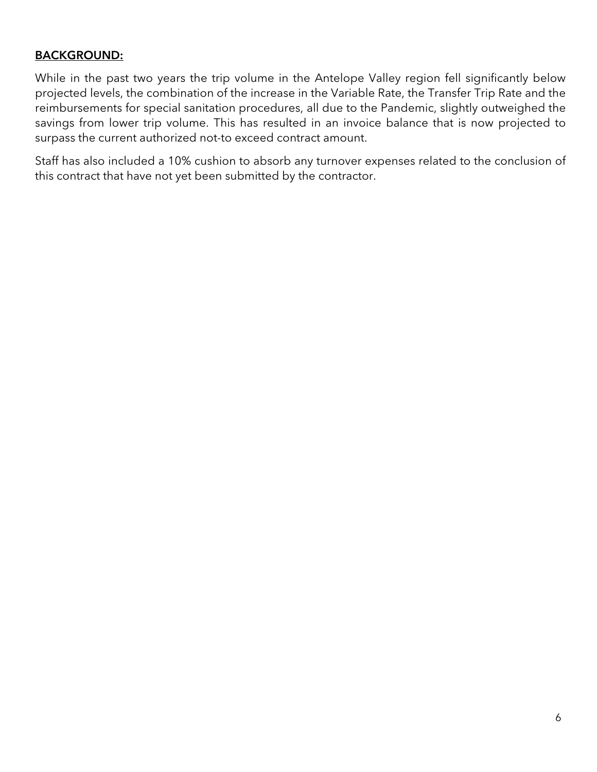**BACKGROUND:**

While in the past two years the trip volume in the Antelope Valley region fell significantly below projected levels, the combination of the increase in the Variable Rate, the Transfer Trip Rate and the reimbursements for special sanitation procedures, all due to the Pandemic, slightly outweighed the savings from lower trip volume. This has resulted in an invoice balance that is now projected to surpass the current authorized not-to exceed contract amount.

Staff has also included a 10% cushion to absorb any turnover expenses related to the conclusion of this contract that have not yet been submitted by the contractor.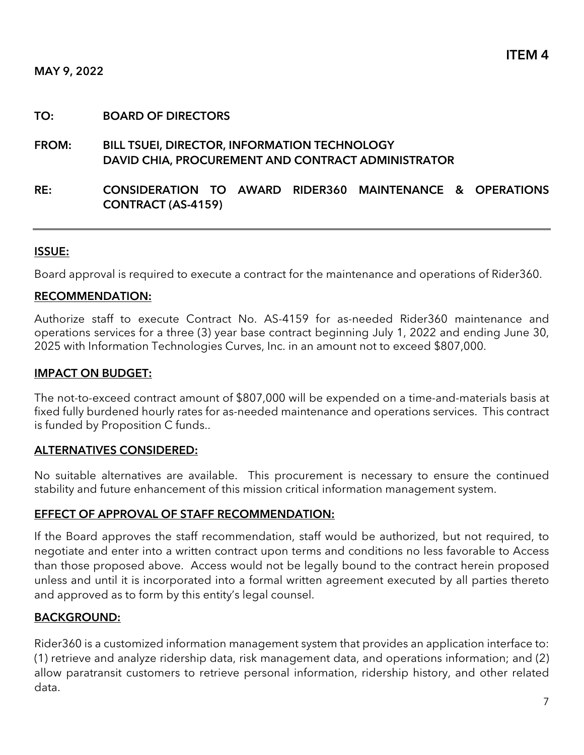**ITEM 4**

**MAY 9, 2022**

**TO:** **BOARD OF DIRECTORS**

**FROM:** **BILL TSUEI, DIRECTOR, INFORMATION TECHNOLOGY**
**DAVID CHIA, PROCUREMENT AND CONTRACT ADMINISTRATOR**

**RE:** **CONSIDERATION TO AWARD RIDER360 MAINTENANCE & OPERATIONS CONTRACT (AS-4159)**

---

## ISSUE:

Board approval is required to execute a contract for the maintenance and operations of Rider360.

## RECOMMENDATION:

Authorize staff to execute Contract No. AS-4159 for as-needed Rider360 maintenance and operations services for a three (3) year base contract beginning July 1, 2022 and ending June 30, 2025 with Information Technologies Curves, Inc. in an amount not to exceed $807,000.

## IMPACT ON BUDGET:

The not-to-exceed contract amount of $807,000 will be expended on a time-and-materials basis at fixed fully burdened hourly rates for as-needed maintenance and operations services. This contract is funded by Proposition C funds..

## ALTERNATIVES CONSIDERED:

No suitable alternatives are available. This procurement is necessary to ensure the continued stability and future enhancement of this mission critical information management system.

## EFFECT OF APPROVAL OF STAFF RECOMMENDATION:

If the Board approves the staff recommendation, staff would be authorized, but not required, to negotiate and enter into a written contract upon terms and conditions no less favorable to Access than those proposed above. Access would not be legally bound to the contract herein proposed unless and until it is incorporated into a formal written agreement executed by all parties thereto and approved as to form by this entity's legal counsel.

## BACKGROUND:

Rider360 is a customized information management system that provides an application interface to: (1) retrieve and analyze ridership data, risk management data, and operations information; and (2) allow paratransit customers to retrieve personal information, ridership history, and other related data.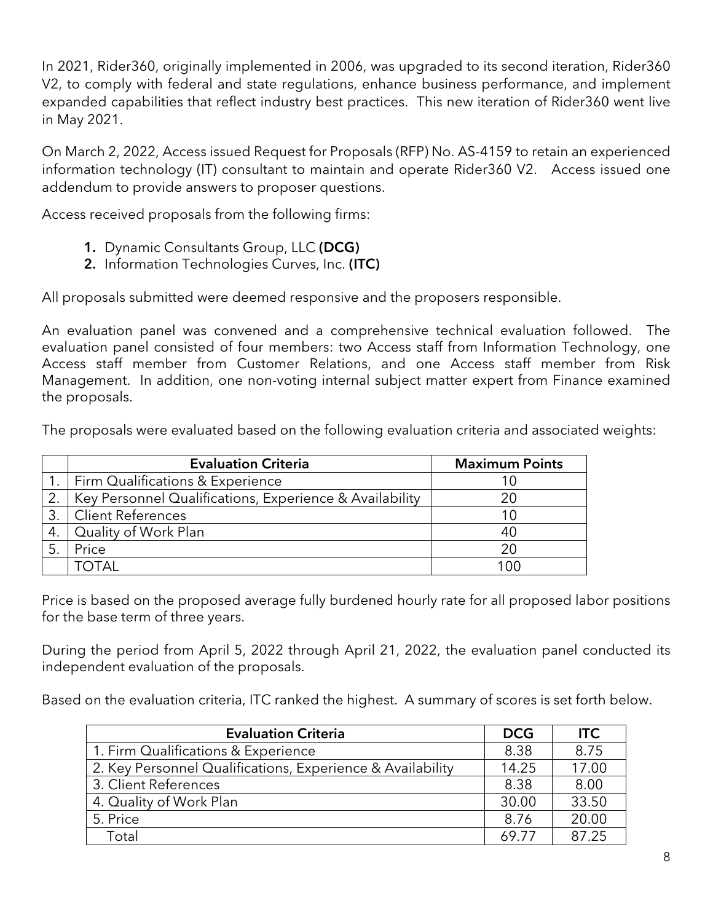In 2021, Rider360, originally implemented in 2006, was upgraded to its second iteration, Rider360 V2, to comply with federal and state regulations, enhance business performance, and implement expanded capabilities that reflect industry best practices. This new iteration of Rider360 went live in May 2021.

On March 2, 2022, Access issued Request for Proposals (RFP) No. AS-4159 to retain an experienced information technology (IT) consultant to maintain and operate Rider360 V2. Access issued one addendum to provide answers to proposer questions.

Access received proposals from the following firms:

1. Dynamic Consultants Group, LLC **(DCG)**
2. Information Technologies Curves, Inc. **(ITC)**

All proposals submitted were deemed responsive and the proposers responsible.

An evaluation panel was convened and a comprehensive technical evaluation followed. The evaluation panel consisted of four members: two Access staff from Information Technology, one Access staff member from Customer Relations, and one Access staff member from Risk Management. In addition, one non-voting internal subject matter expert from Finance examined the proposals.

The proposals were evaluated based on the following evaluation criteria and associated weights:

| | Evaluation Criteria | Maximum Points |
|---|---|---|
| 1. | Firm Qualifications & Experience | 10 |
| 2. | Key Personnel Qualifications, Experience & Availability | 20 |
| 3. | Client References | 10 |
| 4. | Quality of Work Plan | 40 |
| 5. | Price | 20 |
| | TOTAL | 100 |

Price is based on the proposed average fully burdened hourly rate for all proposed labor positions for the base term of three years.

During the period from April 5, 2022 through April 21, 2022, the evaluation panel conducted its independent evaluation of the proposals.

Based on the evaluation criteria, ITC ranked the highest. A summary of scores is set forth below.

| Evaluation Criteria | DCG | ITC |
|---|---|---|
| 1. Firm Qualifications & Experience | 8.38 | 8.75 |
| 2. Key Personnel Qualifications, Experience & Availability | 14.25 | 17.00 |
| 3. Client References | 8.38 | 8.00 |
| 4. Quality of Work Plan | 30.00 | 33.50 |
| 5. Price | 8.76 | 20.00 |
| Total | 69.77 | 87.25 |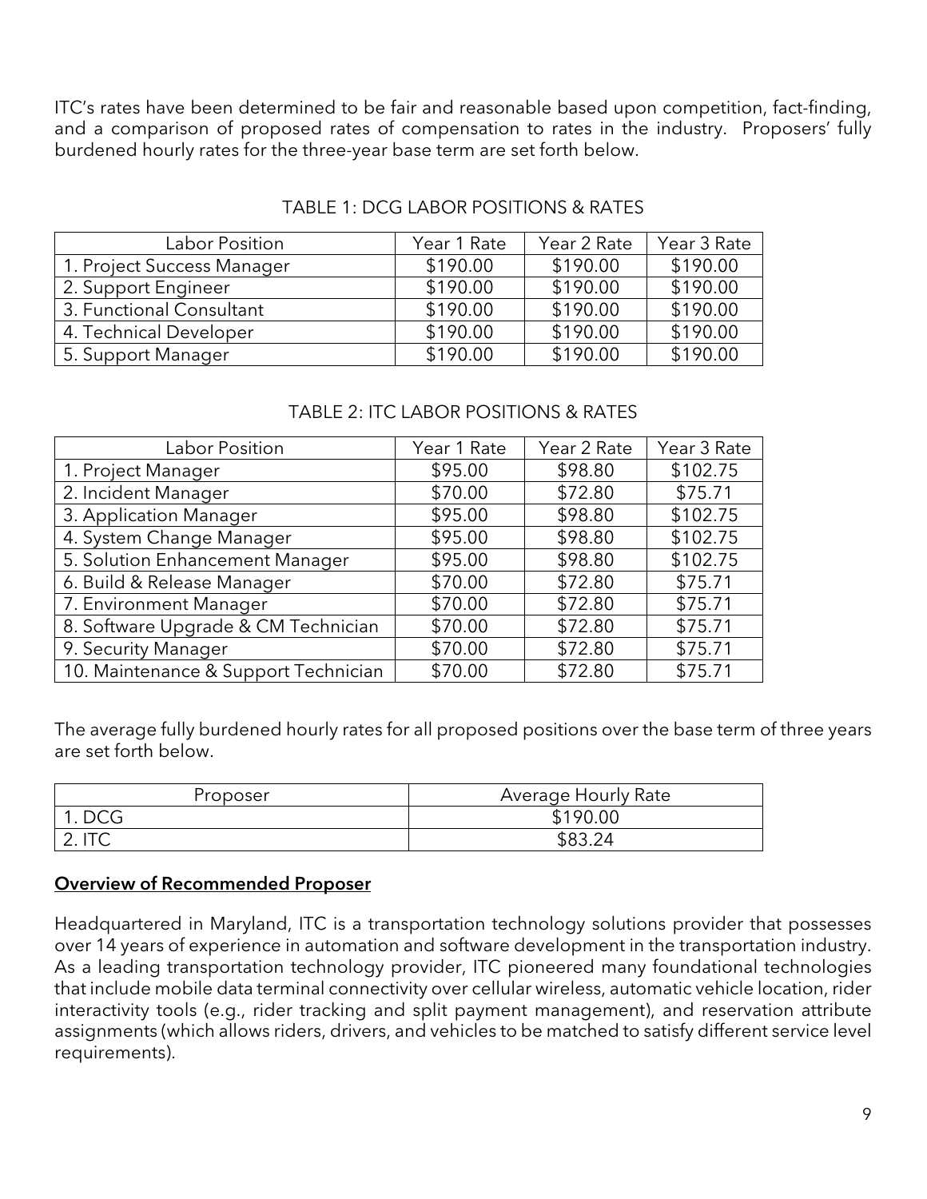ITC's rates have been determined to be fair and reasonable based upon competition, fact-finding, and a comparison of proposed rates of compensation to rates in the industry. Proposers' fully burdened hourly rates for the three-year base term are set forth below.

TABLE 1: DCG LABOR POSITIONS & RATES

| Labor Position | Year 1 Rate | Year 2 Rate | Year 3 Rate |
|---|---|---|---|
| 1. Project Success Manager | $190.00 | $190.00 | $190.00 |
| 2. Support Engineer | $190.00 | $190.00 | $190.00 |
| 3. Functional Consultant | $190.00 | $190.00 | $190.00 |
| 4. Technical Developer | $190.00 | $190.00 | $190.00 |
| 5. Support Manager | $190.00 | $190.00 | $190.00 |

TABLE 2: ITC LABOR POSITIONS & RATES

| Labor Position | Year 1 Rate | Year 2 Rate | Year 3 Rate |
|---|---|---|---|
| 1. Project Manager | $95.00 | $98.80 | $102.75 |
| 2. Incident Manager | $70.00 | $72.80 | $75.71 |
| 3. Application Manager | $95.00 | $98.80 | $102.75 |
| 4. System Change Manager | $95.00 | $98.80 | $102.75 |
| 5. Solution Enhancement Manager | $95.00 | $98.80 | $102.75 |
| 6. Build & Release Manager | $70.00 | $72.80 | $75.71 |
| 7. Environment Manager | $70.00 | $72.80 | $75.71 |
| 8. Software Upgrade & CM Technician | $70.00 | $72.80 | $75.71 |
| 9. Security Manager | $70.00 | $72.80 | $75.71 |
| 10. Maintenance & Support Technician | $70.00 | $72.80 | $75.71 |

The average fully burdened hourly rates for all proposed positions over the base term of three years are set forth below.

| Proposer | Average Hourly Rate |
|---|---|
| 1. DCG | $190.00 |
| 2. ITC | $83.24 |

## **Overview of Recommended Proposer**

Headquartered in Maryland, ITC is a transportation technology solutions provider that possesses over 14 years of experience in automation and software development in the transportation industry. As a leading transportation technology provider, ITC pioneered many foundational technologies that include mobile data terminal connectivity over cellular wireless, automatic vehicle location, rider interactivity tools (e.g., rider tracking and split payment management), and reservation attribute assignments (which allows riders, drivers, and vehicles to be matched to satisfy different service level requirements).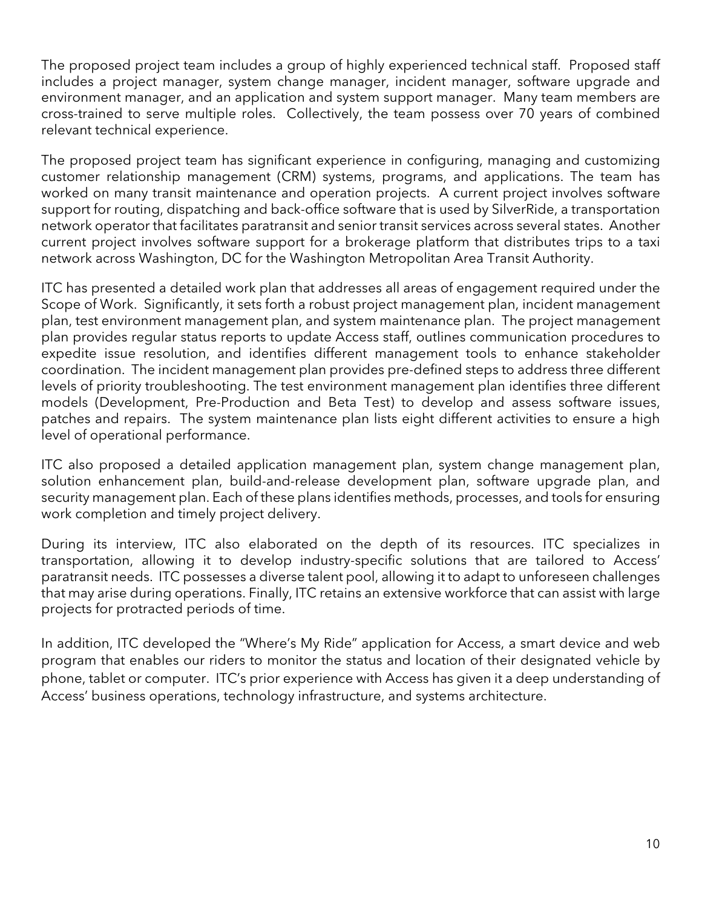The proposed project team includes a group of highly experienced technical staff. Proposed staff includes a project manager, system change manager, incident manager, software upgrade and environment manager, and an application and system support manager. Many team members are cross-trained to serve multiple roles. Collectively, the team possess over 70 years of combined relevant technical experience.

The proposed project team has significant experience in configuring, managing and customizing customer relationship management (CRM) systems, programs, and applications. The team has worked on many transit maintenance and operation projects. A current project involves software support for routing, dispatching and back-office software that is used by SilverRide, a transportation network operator that facilitates paratransit and senior transit services across several states. Another current project involves software support for a brokerage platform that distributes trips to a taxi network across Washington, DC for the Washington Metropolitan Area Transit Authority.

ITC has presented a detailed work plan that addresses all areas of engagement required under the Scope of Work. Significantly, it sets forth a robust project management plan, incident management plan, test environment management plan, and system maintenance plan. The project management plan provides regular status reports to update Access staff, outlines communication procedures to expedite issue resolution, and identifies different management tools to enhance stakeholder coordination. The incident management plan provides pre-defined steps to address three different levels of priority troubleshooting. The test environment management plan identifies three different models (Development, Pre-Production and Beta Test) to develop and assess software issues, patches and repairs. The system maintenance plan lists eight different activities to ensure a high level of operational performance.

ITC also proposed a detailed application management plan, system change management plan, solution enhancement plan, build-and-release development plan, software upgrade plan, and security management plan. Each of these plans identifies methods, processes, and tools for ensuring work completion and timely project delivery.

During its interview, ITC also elaborated on the depth of its resources. ITC specializes in transportation, allowing it to develop industry-specific solutions that are tailored to Access' paratransit needs. ITC possesses a diverse talent pool, allowing it to adapt to unforeseen challenges that may arise during operations. Finally, ITC retains an extensive workforce that can assist with large projects for protracted periods of time.

In addition, ITC developed the "Where's My Ride" application for Access, a smart device and web program that enables our riders to monitor the status and location of their designated vehicle by phone, tablet or computer. ITC's prior experience with Access has given it a deep understanding of Access' business operations, technology infrastructure, and systems architecture.